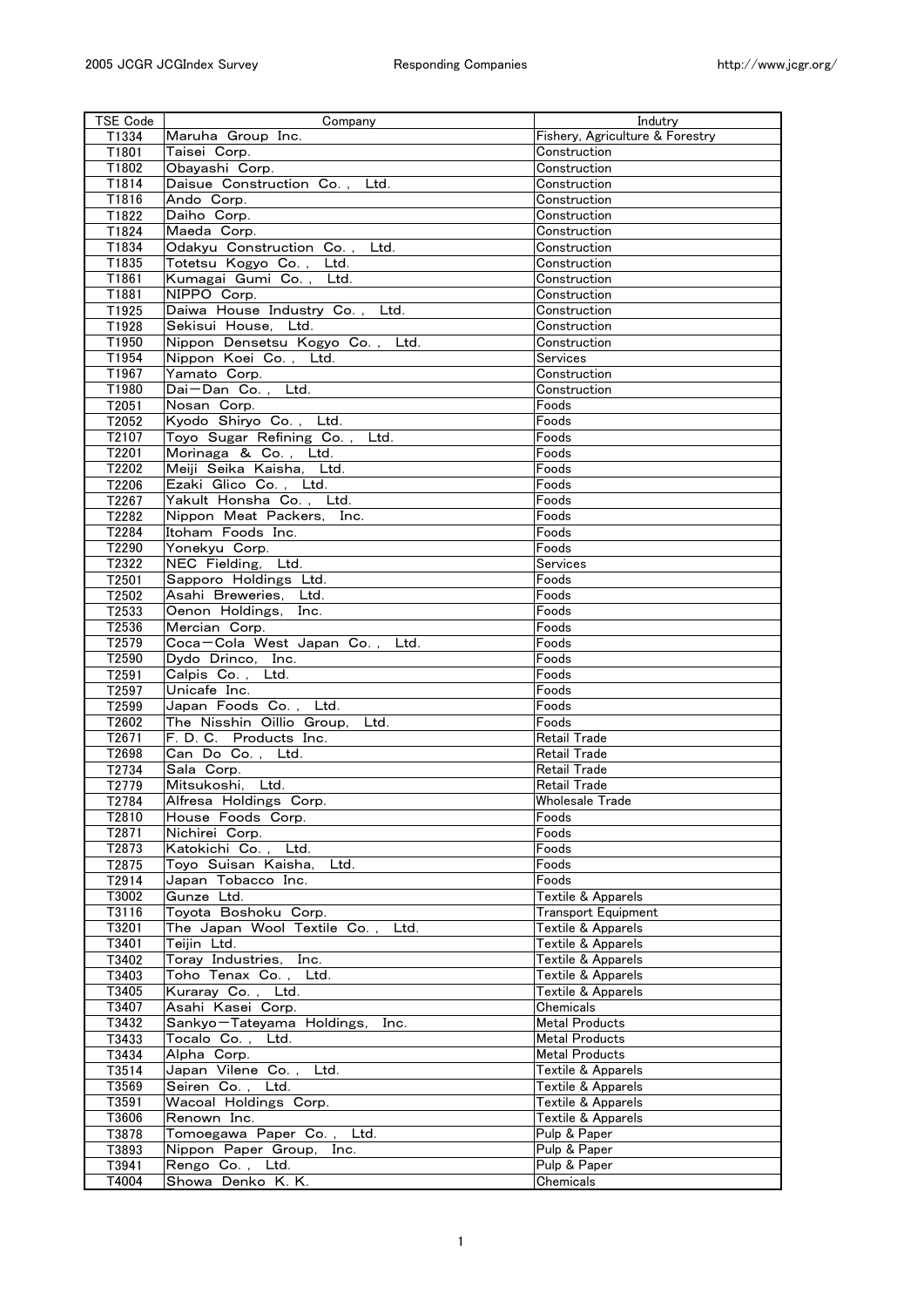| TSE Code | Company | Indutry |
|---|---|---|
| T1334 | Maruha Group Inc. | Fishery, Agriculture & Forestry |
| T1801 | Taisei Corp. | Construction |
| T1802 | Obayashi Corp. | Construction |
| T1814 | Daisue Construction Co., Ltd. | Construction |
| T1816 | Ando Corp. | Construction |
| T1822 | Daiho Corp. | Construction |
| T1824 | Maeda Corp. | Construction |
| T1834 | Odakyu Construction Co., Ltd. | Construction |
| T1835 | Totetsu Kogyo Co., Ltd. | Construction |
| T1861 | Kumagai Gumi Co., Ltd. | Construction |
| T1881 | NIPPO Corp. | Construction |
| T1925 | Daiwa House Industry Co., Ltd. | Construction |
| T1928 | Sekisui House, Ltd. | Construction |
| T1950 | Nippon Densetsu Kogyo Co., Ltd. | Construction |
| T1954 | Nippon Koei Co., Ltd. | Services |
| T1967 | Yamato Corp. | Construction |
| T1980 | Dai−Dan Co., Ltd. | Construction |
| T2051 | Nosan Corp. | Foods |
| T2052 | Kyodo Shiryo Co., Ltd. | Foods |
| T2107 | Toyo Sugar Refining Co., Ltd. | Foods |
| T2201 | Morinaga & Co., Ltd. | Foods |
| T2202 | Meiji Seika Kaisha, Ltd. | Foods |
| T2206 | Ezaki Glico Co., Ltd. | Foods |
| T2267 | Yakult Honsha Co., Ltd. | Foods |
| T2282 | Nippon Meat Packers, Inc. | Foods |
| T2284 | Itoham Foods Inc. | Foods |
| T2290 | Yonekyu Corp. | Foods |
| T2322 | NEC Fielding, Ltd. | Services |
| T2501 | Sapporo Holdings Ltd. | Foods |
| T2502 | Asahi Breweries, Ltd. | Foods |
| T2533 | Oenon Holdings, Inc. | Foods |
| T2536 | Mercian Corp. | Foods |
| T2579 | Coca−Cola West Japan Co., Ltd. | Foods |
| T2590 | Dydo Drinco, Inc. | Foods |
| T2591 | Calpis Co., Ltd. | Foods |
| T2597 | Unicafe Inc. | Foods |
| T2599 | Japan Foods Co., Ltd. | Foods |
| T2602 | The Nisshin Oillio Group, Ltd. | Foods |
| T2671 | F. D. C. Products Inc. | Retail Trade |
| T2698 | Can Do Co., Ltd. | Retail Trade |
| T2734 | Sala Corp. | Retail Trade |
| T2779 | Mitsukoshi, Ltd. | Retail Trade |
| T2784 | Alfresa Holdings Corp. | Wholesale Trade |
| T2810 | House Foods Corp. | Foods |
| T2871 | Nichirei Corp. | Foods |
| T2873 | Katokichi Co., Ltd. | Foods |
| T2875 | Toyo Suisan Kaisha, Ltd. | Foods |
| T2914 | Japan Tobacco Inc. | Foods |
| T3002 | Gunze Ltd. | Textile & Apparels |
| T3116 | Toyota Boshoku Corp. | Transport Equipment |
| T3201 | The Japan Wool Textile Co., Ltd. | Textile & Apparels |
| T3401 | Teijin Ltd. | Textile & Apparels |
| T3402 | Toray Industries, Inc. | Textile & Apparels |
| T3403 | Toho Tenax Co., Ltd. | Textile & Apparels |
| T3405 | Kuraray Co., Ltd. | Textile & Apparels |
| T3407 | Asahi Kasei Corp. | Chemicals |
| T3432 | Sankyo−Tateyama Holdings, Inc. | Metal Products |
| T3433 | Tocalo Co., Ltd. | Metal Products |
| T3434 | Alpha Corp. | Metal Products |
| T3514 | Japan Vilene Co., Ltd. | Textile & Apparels |
| T3569 | Seiren Co., Ltd. | Textile & Apparels |
| T3591 | Wacoal Holdings Corp. | Textile & Apparels |
| T3606 | Renown Inc. | Textile & Apparels |
| T3878 | Tomoegawa Paper Co., Ltd. | Pulp & Paper |
| T3893 | Nippon Paper Group, Inc. | Pulp & Paper |
| T3941 | Rengo Co., Ltd. | Pulp & Paper |
| T4004 | Showa Denko K. K. | Chemicals |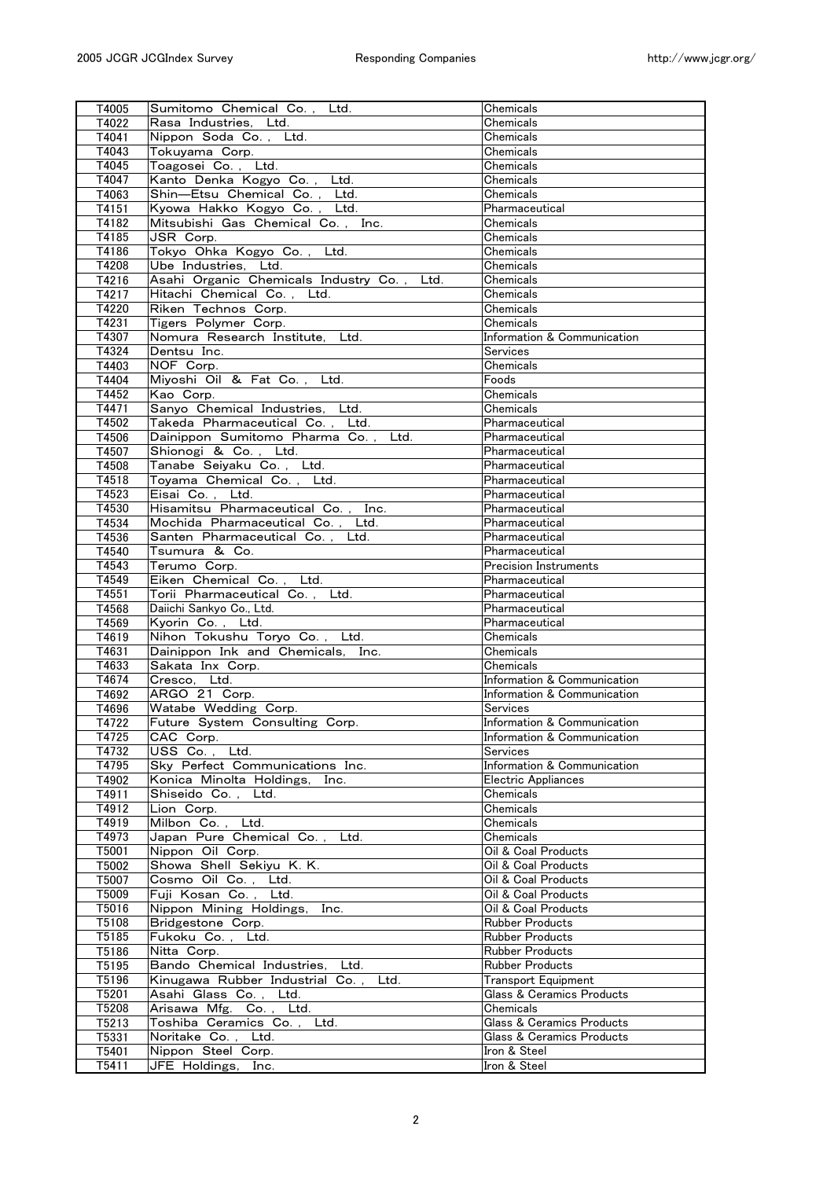| T4005 | Sumitomo Chemical Co., Ltd. | Chemicals |
|---|---|---|
| T4022 | Rasa Industries, Ltd. | Chemicals |
| T4041 | Nippon Soda Co., Ltd. | Chemicals |
| T4043 | Tokuyama Corp. | Chemicals |
| T4045 | Toagosei Co., Ltd. | Chemicals |
| T4047 | Kanto Denka Kogyo Co., Ltd. | Chemicals |
| T4063 | Shin—Etsu Chemical Co., Ltd. | Chemicals |
| T4151 | Kyowa Hakko Kogyo Co., Ltd. | Pharmaceutical |
| T4182 | Mitsubishi Gas Chemical Co., Inc. | Chemicals |
| T4185 | JSR Corp. | Chemicals |
| T4186 | Tokyo Ohka Kogyo Co., Ltd. | Chemicals |
| T4208 | Ube Industries, Ltd. | Chemicals |
| T4216 | Asahi Organic Chemicals Industry Co., Ltd. | Chemicals |
| T4217 | Hitachi Chemical Co., Ltd. | Chemicals |
| T4220 | Riken Technos Corp. | Chemicals |
| T4231 | Tigers Polymer Corp. | Chemicals |
| T4307 | Nomura Research Institute, Ltd. | Information & Communication |
| T4324 | Dentsu Inc. | Services |
| T4403 | NOF Corp. | Chemicals |
| T4404 | Miyoshi Oil & Fat Co., Ltd. | Foods |
| T4452 | Kao Corp. | Chemicals |
| T4471 | Sanyo Chemical Industries, Ltd. | Chemicals |
| T4502 | Takeda Pharmaceutical Co., Ltd. | Pharmaceutical |
| T4506 | Dainippon Sumitomo Pharma Co., Ltd. | Pharmaceutical |
| T4507 | Shionogi & Co., Ltd. | Pharmaceutical |
| T4508 | Tanabe Seiyaku Co., Ltd. | Pharmaceutical |
| T4518 | Toyama Chemical Co., Ltd. | Pharmaceutical |
| T4523 | Eisai Co., Ltd. | Pharmaceutical |
| T4530 | Hisamitsu Pharmaceutical Co., Inc. | Pharmaceutical |
| T4534 | Mochida Pharmaceutical Co., Ltd. | Pharmaceutical |
| T4536 | Santen Pharmaceutical Co., Ltd. | Pharmaceutical |
| T4540 | Tsumura & Co. | Pharmaceutical |
| T4543 | Terumo Corp. | Precision Instruments |
| T4549 | Eiken Chemical Co., Ltd. | Pharmaceutical |
| T4551 | Torii Pharmaceutical Co., Ltd. | Pharmaceutical |
| T4568 | Daiichi Sankyo Co., Ltd. | Pharmaceutical |
| T4569 | Kyorin Co., Ltd. | Pharmaceutical |
| T4619 | Nihon Tokushu Toryo Co., Ltd. | Chemicals |
| T4631 | Dainippon Ink and Chemicals, Inc. | Chemicals |
| T4633 | Sakata Inx Corp. | Chemicals |
| T4674 | Cresco, Ltd. | Information & Communication |
| T4692 | ARGO 21 Corp. | Information & Communication |
| T4696 | Watabe Wedding Corp. | Services |
| T4722 | Future System Consulting Corp. | Information & Communication |
| T4725 | CAC Corp. | Information & Communication |
| T4732 | USS Co., Ltd. | Services |
| T4795 | Sky Perfect Communications Inc. | Information & Communication |
| T4902 | Konica Minolta Holdings, Inc. | Electric Appliances |
| T4911 | Shiseido Co., Ltd. | Chemicals |
| T4912 | Lion Corp. | Chemicals |
| T4919 | Milbon Co., Ltd. | Chemicals |
| T4973 | Japan Pure Chemical Co., Ltd. | Chemicals |
| T5001 | Nippon Oil Corp. | Oil & Coal Products |
| T5002 | Showa Shell Sekiyu K. K. | Oil & Coal Products |
| T5007 | Cosmo Oil Co., Ltd. | Oil & Coal Products |
| T5009 | Fuji Kosan Co., Ltd. | Oil & Coal Products |
| T5016 | Nippon Mining Holdings, Inc. | Oil & Coal Products |
| T5108 | Bridgestone Corp. | Rubber Products |
| T5185 | Fukoku Co., Ltd. | Rubber Products |
| T5186 | Nitta Corp. | Rubber Products |
| T5195 | Bando Chemical Industries, Ltd. | Rubber Products |
| T5196 | Kinugawa Rubber Industrial Co., Ltd. | Transport Equipment |
| T5201 | Asahi Glass Co., Ltd. | Glass & Ceramics Products |
| T5208 | Arisawa Mfg. Co., Ltd. | Chemicals |
| T5213 | Toshiba Ceramics Co., Ltd. | Glass & Ceramics Products |
| T5331 | Noritake Co., Ltd. | Glass & Ceramics Products |
| T5401 | Nippon Steel Corp. | Iron & Steel |
| T5411 | JFE Holdings, Inc. | Iron & Steel |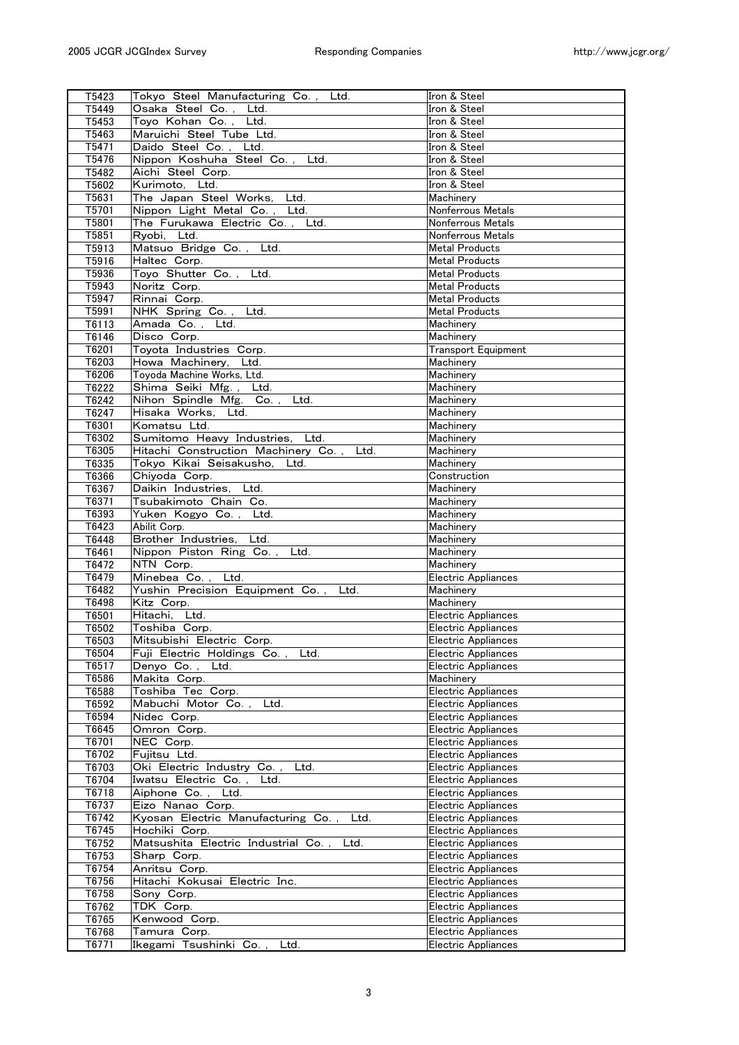| T5423 | Tokyo Steel Manufacturing Co., Ltd. | Iron & Steel |
|---|---|---|
| T5449 | Osaka Steel Co., Ltd. | Iron & Steel |
| T5453 | Toyo Kohan Co., Ltd. | Iron & Steel |
| T5463 | Maruichi Steel Tube Ltd. | Iron & Steel |
| T5471 | Daido Steel Co., Ltd. | Iron & Steel |
| T5476 | Nippon Koshuha Steel Co., Ltd. | Iron & Steel |
| T5482 | Aichi Steel Corp. | Iron & Steel |
| T5602 | Kurimoto, Ltd. | Iron & Steel |
| T5631 | The Japan Steel Works, Ltd. | Machinery |
| T5701 | Nippon Light Metal Co., Ltd. | Nonferrous Metals |
| T5801 | The Furukawa Electric Co., Ltd. | Nonferrous Metals |
| T5851 | Ryobi, Ltd. | Nonferrous Metals |
| T5913 | Matsuo Bridge Co., Ltd. | Metal Products |
| T5916 | Haltec Corp. | Metal Products |
| T5936 | Toyo Shutter Co., Ltd. | Metal Products |
| T5943 | Noritz Corp. | Metal Products |
| T5947 | Rinnai Corp. | Metal Products |
| T5991 | NHK Spring Co., Ltd. | Metal Products |
| T6113 | Amada Co., Ltd. | Machinery |
| T6146 | Disco Corp. | Machinery |
| T6201 | Toyota Industries Corp. | Transport Equipment |
| T6203 | Howa Machinery, Ltd. | Machinery |
| T6206 | Toyoda Machine Works, Ltd. | Machinery |
| T6222 | Shima Seiki Mfg., Ltd. | Machinery |
| T6242 | Nihon Spindle Mfg. Co., Ltd. | Machinery |
| T6247 | Hisaka Works, Ltd. | Machinery |
| T6301 | Komatsu Ltd. | Machinery |
| T6302 | Sumitomo Heavy Industries, Ltd. | Machinery |
| T6305 | Hitachi Construction Machinery Co., Ltd. | Machinery |
| T6335 | Tokyo Kikai Seisakusho, Ltd. | Machinery |
| T6366 | Chiyoda Corp. | Construction |
| T6367 | Daikin Industries, Ltd. | Machinery |
| T6371 | Tsubakimoto Chain Co. | Machinery |
| T6393 | Yuken Kogyo Co., Ltd. | Machinery |
| T6423 | Abilit Corp. | Machinery |
| T6448 | Brother Industries, Ltd. | Machinery |
| T6461 | Nippon Piston Ring Co., Ltd. | Machinery |
| T6472 | NTN Corp. | Machinery |
| T6479 | Minebea Co., Ltd. | Electric Appliances |
| T6482 | Yushin Precision Equipment Co., Ltd. | Machinery |
| T6498 | Kitz Corp. | Machinery |
| T6501 | Hitachi, Ltd. | Electric Appliances |
| T6502 | Toshiba Corp. | Electric Appliances |
| T6503 | Mitsubishi Electric Corp. | Electric Appliances |
| T6504 | Fuji Electric Holdings Co., Ltd. | Electric Appliances |
| T6517 | Denyo Co., Ltd. | Electric Appliances |
| T6586 | Makita Corp. | Machinery |
| T6588 | Toshiba Tec Corp. | Electric Appliances |
| T6592 | Mabuchi Motor Co., Ltd. | Electric Appliances |
| T6594 | Nidec Corp. | Electric Appliances |
| T6645 | Omron Corp. | Electric Appliances |
| T6701 | NEC Corp. | Electric Appliances |
| T6702 | Fujitsu Ltd. | Electric Appliances |
| T6703 | Oki Electric Industry Co., Ltd. | Electric Appliances |
| T6704 | Iwatsu Electric Co., Ltd. | Electric Appliances |
| T6718 | Aiphone Co., Ltd. | Electric Appliances |
| T6737 | Eizo Nanao Corp. | Electric Appliances |
| T6742 | Kyosan Electric Manufacturing Co., Ltd. | Electric Appliances |
| T6745 | Hochiki Corp. | Electric Appliances |
| T6752 | Matsushita Electric Industrial Co., Ltd. | Electric Appliances |
| T6753 | Sharp Corp. | Electric Appliances |
| T6754 | Anritsu Corp. | Electric Appliances |
| T6756 | Hitachi Kokusai Electric Inc. | Electric Appliances |
| T6758 | Sony Corp. | Electric Appliances |
| T6762 | TDK Corp. | Electric Appliances |
| T6765 | Kenwood Corp. | Electric Appliances |
| T6768 | Tamura Corp. | Electric Appliances |
| T6771 | Ikegami Tsushinki Co., Ltd. | Electric Appliances |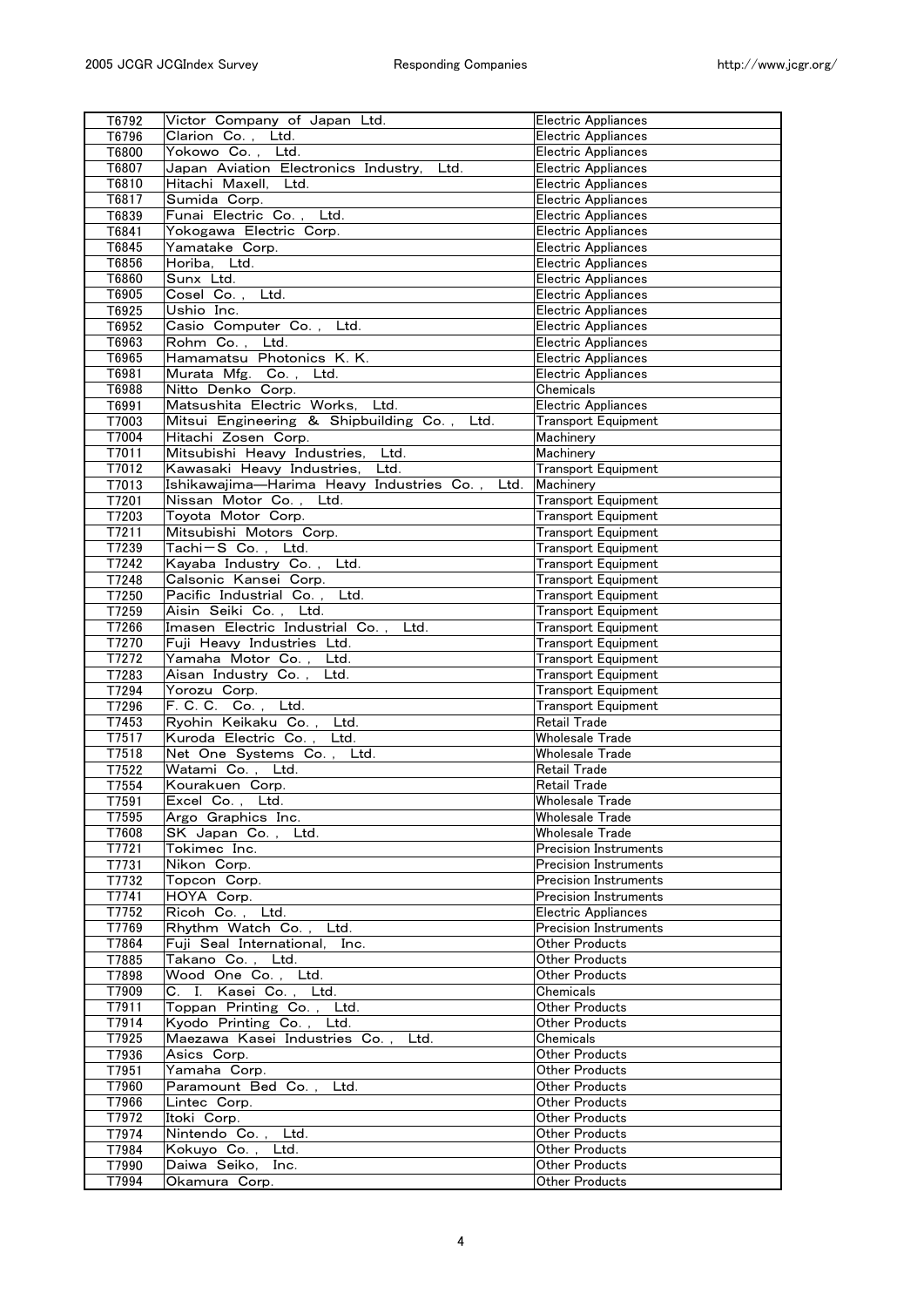| | | |
|---|---|---|
| T6792 | Victor Company of Japan Ltd. | Electric Appliances |
| T6796 | Clarion Co., Ltd. | Electric Appliances |
| T6800 | Yokowo Co., Ltd. | Electric Appliances |
| T6807 | Japan Aviation Electronics Industry, Ltd. | Electric Appliances |
| T6810 | Hitachi Maxell, Ltd. | Electric Appliances |
| T6817 | Sumida Corp. | Electric Appliances |
| T6839 | Funai Electric Co., Ltd. | Electric Appliances |
| T6841 | Yokogawa Electric Corp. | Electric Appliances |
| T6845 | Yamatake Corp. | Electric Appliances |
| T6856 | Horiba, Ltd. | Electric Appliances |
| T6860 | Sunx Ltd. | Electric Appliances |
| T6905 | Cosel Co., Ltd. | Electric Appliances |
| T6925 | Ushio Inc. | Electric Appliances |
| T6952 | Casio Computer Co., Ltd. | Electric Appliances |
| T6963 | Rohm Co., Ltd. | Electric Appliances |
| T6965 | Hamamatsu Photonics K. K. | Electric Appliances |
| T6981 | Murata Mfg. Co., Ltd. | Electric Appliances |
| T6988 | Nitto Denko Corp. | Chemicals |
| T6991 | Matsushita Electric Works, Ltd. | Electric Appliances |
| T7003 | Mitsui Engineering & Shipbuilding Co., Ltd. | Transport Equipment |
| T7004 | Hitachi Zosen Corp. | Machinery |
| T7011 | Mitsubishi Heavy Industries, Ltd. | Machinery |
| T7012 | Kawasaki Heavy Industries, Ltd. | Transport Equipment |
| T7013 | Ishikawajima—Harima Heavy Industries Co., Ltd. | Machinery |
| T7201 | Nissan Motor Co., Ltd. | Transport Equipment |
| T7203 | Toyota Motor Corp. | Transport Equipment |
| T7211 | Mitsubishi Motors Corp. | Transport Equipment |
| T7239 | Tachi−S Co., Ltd. | Transport Equipment |
| T7242 | Kayaba Industry Co., Ltd. | Transport Equipment |
| T7248 | Calsonic Kansei Corp. | Transport Equipment |
| T7250 | Pacific Industrial Co., Ltd. | Transport Equipment |
| T7259 | Aisin Seiki Co., Ltd. | Transport Equipment |
| T7266 | Imasen Electric Industrial Co., Ltd. | Transport Equipment |
| T7270 | Fuji Heavy Industries Ltd. | Transport Equipment |
| T7272 | Yamaha Motor Co., Ltd. | Transport Equipment |
| T7283 | Aisan Industry Co., Ltd. | Transport Equipment |
| T7294 | Yorozu Corp. | Transport Equipment |
| T7296 | F. C. C. Co., Ltd. | Transport Equipment |
| T7453 | Ryohin Keikaku Co., Ltd. | Retail Trade |
| T7517 | Kuroda Electric Co., Ltd. | Wholesale Trade |
| T7518 | Net One Systems Co., Ltd. | Wholesale Trade |
| T7522 | Watami Co., Ltd. | Retail Trade |
| T7554 | Kourakuen Corp. | Retail Trade |
| T7591 | Excel Co., Ltd. | Wholesale Trade |
| T7595 | Argo Graphics Inc. | Wholesale Trade |
| T7608 | SK Japan Co., Ltd. | Wholesale Trade |
| T7721 | Tokimec Inc. | Precision Instruments |
| T7731 | Nikon Corp. | Precision Instruments |
| T7732 | Topcon Corp. | Precision Instruments |
| T7741 | HOYA Corp. | Precision Instruments |
| T7752 | Ricoh Co., Ltd. | Electric Appliances |
| T7769 | Rhythm Watch Co., Ltd. | Precision Instruments |
| T7864 | Fuji Seal International, Inc. | Other Products |
| T7885 | Takano Co., Ltd. | Other Products |
| T7898 | Wood One Co., Ltd. | Other Products |
| T7909 | C. I. Kasei Co., Ltd. | Chemicals |
| T7911 | Toppan Printing Co., Ltd. | Other Products |
| T7914 | Kyodo Printing Co., Ltd. | Other Products |
| T7925 | Maezawa Kasei Industries Co., Ltd. | Chemicals |
| T7936 | Asics Corp. | Other Products |
| T7951 | Yamaha Corp. | Other Products |
| T7960 | Paramount Bed Co., Ltd. | Other Products |
| T7966 | Lintec Corp. | Other Products |
| T7972 | Itoki Corp. | Other Products |
| T7974 | Nintendo Co., Ltd. | Other Products |
| T7984 | Kokuyo Co., Ltd. | Other Products |
| T7990 | Daiwa Seiko, Inc. | Other Products |
| T7994 | Okamura Corp. | Other Products |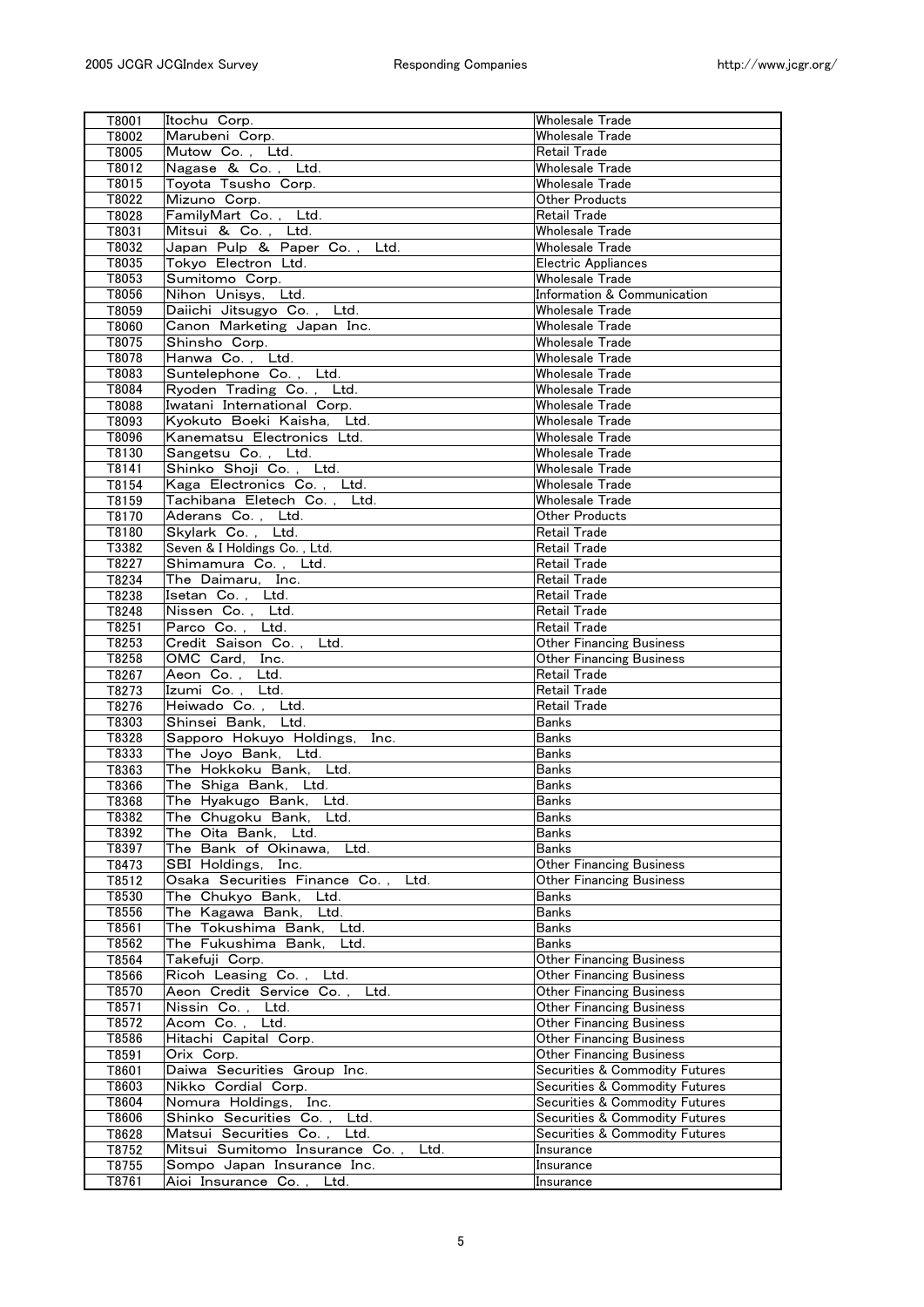| | | |
|---|---|---|
| T8001 | Itochu Corp. | Wholesale Trade |
| T8002 | Marubeni Corp. | Wholesale Trade |
| T8005 | Mutow Co., Ltd. | Retail Trade |
| T8012 | Nagase & Co., Ltd. | Wholesale Trade |
| T8015 | Toyota Tsusho Corp. | Wholesale Trade |
| T8022 | Mizuno Corp. | Other Products |
| T8028 | FamilyMart Co., Ltd. | Retail Trade |
| T8031 | Mitsui & Co., Ltd. | Wholesale Trade |
| T8032 | Japan Pulp & Paper Co., Ltd. | Wholesale Trade |
| T8035 | Tokyo Electron Ltd. | Electric Appliances |
| T8053 | Sumitomo Corp. | Wholesale Trade |
| T8056 | Nihon Unisys, Ltd. | Information & Communication |
| T8059 | Daiichi Jitsugyo Co., Ltd. | Wholesale Trade |
| T8060 | Canon Marketing Japan Inc. | Wholesale Trade |
| T8075 | Shinsho Corp. | Wholesale Trade |
| T8078 | Hanwa Co., Ltd. | Wholesale Trade |
| T8083 | Suntelephone Co., Ltd. | Wholesale Trade |
| T8084 | Ryoden Trading Co., Ltd. | Wholesale Trade |
| T8088 | Iwatani International Corp. | Wholesale Trade |
| T8093 | Kyokuto Boeki Kaisha, Ltd. | Wholesale Trade |
| T8096 | Kanematsu Electronics Ltd. | Wholesale Trade |
| T8130 | Sangetsu Co., Ltd. | Wholesale Trade |
| T8141 | Shinko Shoji Co., Ltd. | Wholesale Trade |
| T8154 | Kaga Electronics Co., Ltd. | Wholesale Trade |
| T8159 | Tachibana Eletech Co., Ltd. | Wholesale Trade |
| T8170 | Aderans Co., Ltd. | Other Products |
| T8180 | Skylark Co., Ltd. | Retail Trade |
| T3382 | Seven & I Holdings Co., Ltd. | Retail Trade |
| T8227 | Shimamura Co., Ltd. | Retail Trade |
| T8234 | The Daimaru, Inc. | Retail Trade |
| T8238 | Isetan Co., Ltd. | Retail Trade |
| T8248 | Nissen Co., Ltd. | Retail Trade |
| T8251 | Parco Co., Ltd. | Retail Trade |
| T8253 | Credit Saison Co., Ltd. | Other Financing Business |
| T8258 | OMC Card, Inc. | Other Financing Business |
| T8267 | Aeon Co., Ltd. | Retail Trade |
| T8273 | Izumi Co., Ltd. | Retail Trade |
| T8276 | Heiwado Co., Ltd. | Retail Trade |
| T8303 | Shinsei Bank, Ltd. | Banks |
| T8328 | Sapporo Hokuyo Holdings, Inc. | Banks |
| T8333 | The Joyo Bank, Ltd. | Banks |
| T8363 | The Hokkoku Bank, Ltd. | Banks |
| T8366 | The Shiga Bank, Ltd. | Banks |
| T8368 | The Hyakugo Bank, Ltd. | Banks |
| T8382 | The Chugoku Bank, Ltd. | Banks |
| T8392 | The Oita Bank, Ltd. | Banks |
| T8397 | The Bank of Okinawa, Ltd. | Banks |
| T8473 | SBI Holdings, Inc. | Other Financing Business |
| T8512 | Osaka Securities Finance Co., Ltd. | Other Financing Business |
| T8530 | The Chukyo Bank, Ltd. | Banks |
| T8556 | The Kagawa Bank, Ltd. | Banks |
| T8561 | The Tokushima Bank, Ltd. | Banks |
| T8562 | The Fukushima Bank, Ltd. | Banks |
| T8564 | Takefuji Corp. | Other Financing Business |
| T8566 | Ricoh Leasing Co., Ltd. | Other Financing Business |
| T8570 | Aeon Credit Service Co., Ltd. | Other Financing Business |
| T8571 | Nissin Co., Ltd. | Other Financing Business |
| T8572 | Acom Co., Ltd. | Other Financing Business |
| T8586 | Hitachi Capital Corp. | Other Financing Business |
| T8591 | Orix Corp. | Other Financing Business |
| T8601 | Daiwa Securities Group Inc. | Securities & Commodity Futures |
| T8603 | Nikko Cordial Corp. | Securities & Commodity Futures |
| T8604 | Nomura Holdings, Inc. | Securities & Commodity Futures |
| T8606 | Shinko Securities Co., Ltd. | Securities & Commodity Futures |
| T8628 | Matsui Securities Co., Ltd. | Securities & Commodity Futures |
| T8752 | Mitsui Sumitomo Insurance Co., Ltd. | Insurance |
| T8755 | Sompo Japan Insurance Inc. | Insurance |
| T8761 | Aioi Insurance Co., Ltd. | Insurance |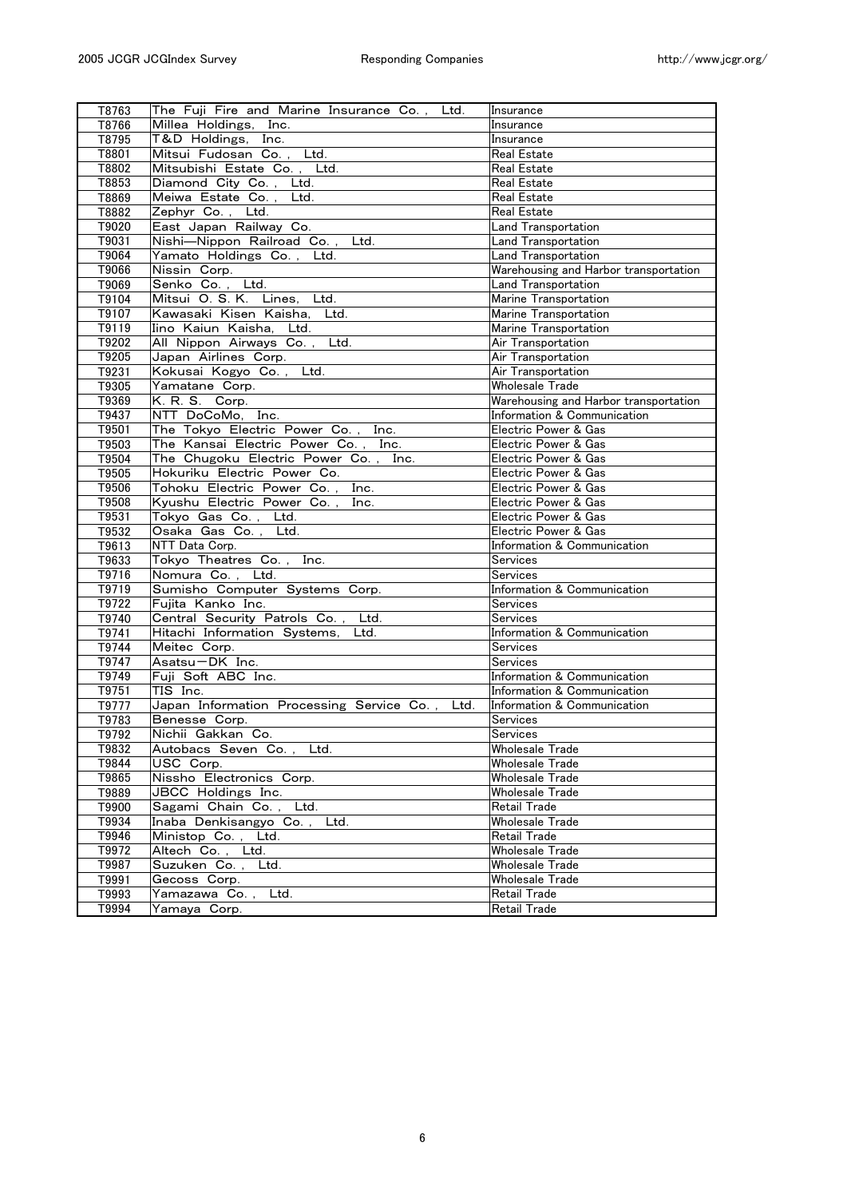| | | |
|---|---|---|
| T8763 | The Fuji Fire and Marine Insurance Co., Ltd. | Insurance |
| T8766 | Millea Holdings, Inc. | Insurance |
| T8795 | T&D Holdings, Inc. | Insurance |
| T8801 | Mitsui Fudosan Co., Ltd. | Real Estate |
| T8802 | Mitsubishi Estate Co., Ltd. | Real Estate |
| T8853 | Diamond City Co., Ltd. | Real Estate |
| T8869 | Meiwa Estate Co., Ltd. | Real Estate |
| T8882 | Zephyr Co., Ltd. | Real Estate |
| T9020 | East Japan Railway Co. | Land Transportation |
| T9031 | Nishi—Nippon Railroad Co., Ltd. | Land Transportation |
| T9064 | Yamato Holdings Co., Ltd. | Land Transportation |
| T9066 | Nissin Corp. | Warehousing and Harbor transportation |
| T9069 | Senko Co., Ltd. | Land Transportation |
| T9104 | Mitsui O.S.K. Lines, Ltd. | Marine Transportation |
| T9107 | Kawasaki Kisen Kaisha, Ltd. | Marine Transportation |
| T9119 | Iino Kaiun Kaisha, Ltd. | Marine Transportation |
| T9202 | All Nippon Airways Co., Ltd. | Air Transportation |
| T9205 | Japan Airlines Corp. | Air Transportation |
| T9231 | Kokusai Kogyo Co., Ltd. | Air Transportation |
| T9305 | Yamatane Corp. | Wholesale Trade |
| T9369 | K.R.S. Corp. | Warehousing and Harbor transportation |
| T9437 | NTT DoCoMo, Inc. | Information & Communication |
| T9501 | The Tokyo Electric Power Co., Inc. | Electric Power & Gas |
| T9503 | The Kansai Electric Power Co., Inc. | Electric Power & Gas |
| T9504 | The Chugoku Electric Power Co., Inc. | Electric Power & Gas |
| T9505 | Hokuriku Electric Power Co. | Electric Power & Gas |
| T9506 | Tohoku Electric Power Co., Inc. | Electric Power & Gas |
| T9508 | Kyushu Electric Power Co., Inc. | Electric Power & Gas |
| T9531 | Tokyo Gas Co., Ltd. | Electric Power & Gas |
| T9532 | Osaka Gas Co., Ltd. | Electric Power & Gas |
| T9613 | NTT Data Corp. | Information & Communication |
| T9633 | Tokyo Theatres Co., Inc. | Services |
| T9716 | Nomura Co., Ltd. | Services |
| T9719 | Sumisho Computer Systems Corp. | Information & Communication |
| T9722 | Fujita Kanko Inc. | Services |
| T9740 | Central Security Patrols Co., Ltd. | Services |
| T9741 | Hitachi Information Systems, Ltd. | Information & Communication |
| T9744 | Meitec Corp. | Services |
| T9747 | Asatsu—DK Inc. | Services |
| T9749 | Fuji Soft ABC Inc. | Information & Communication |
| T9751 | TIS Inc. | Information & Communication |
| T9777 | Japan Information Processing Service Co., Ltd. | Information & Communication |
| T9783 | Benesse Corp. | Services |
| T9792 | Nichii Gakkan Co. | Services |
| T9832 | Autobacs Seven Co., Ltd. | Wholesale Trade |
| T9844 | USC Corp. | Wholesale Trade |
| T9865 | Nissho Electronics Corp. | Wholesale Trade |
| T9889 | JBCC Holdings Inc. | Wholesale Trade |
| T9900 | Sagami Chain Co., Ltd. | Retail Trade |
| T9934 | Inaba Denkisangyo Co., Ltd. | Wholesale Trade |
| T9946 | Ministop Co., Ltd. | Retail Trade |
| T9972 | Altech Co., Ltd. | Wholesale Trade |
| T9987 | Suzuken Co., Ltd. | Wholesale Trade |
| T9991 | Gecoss Corp. | Wholesale Trade |
| T9993 | Yamazawa Co., Ltd. | Retail Trade |
| T9994 | Yamaya Corp. | Retail Trade |